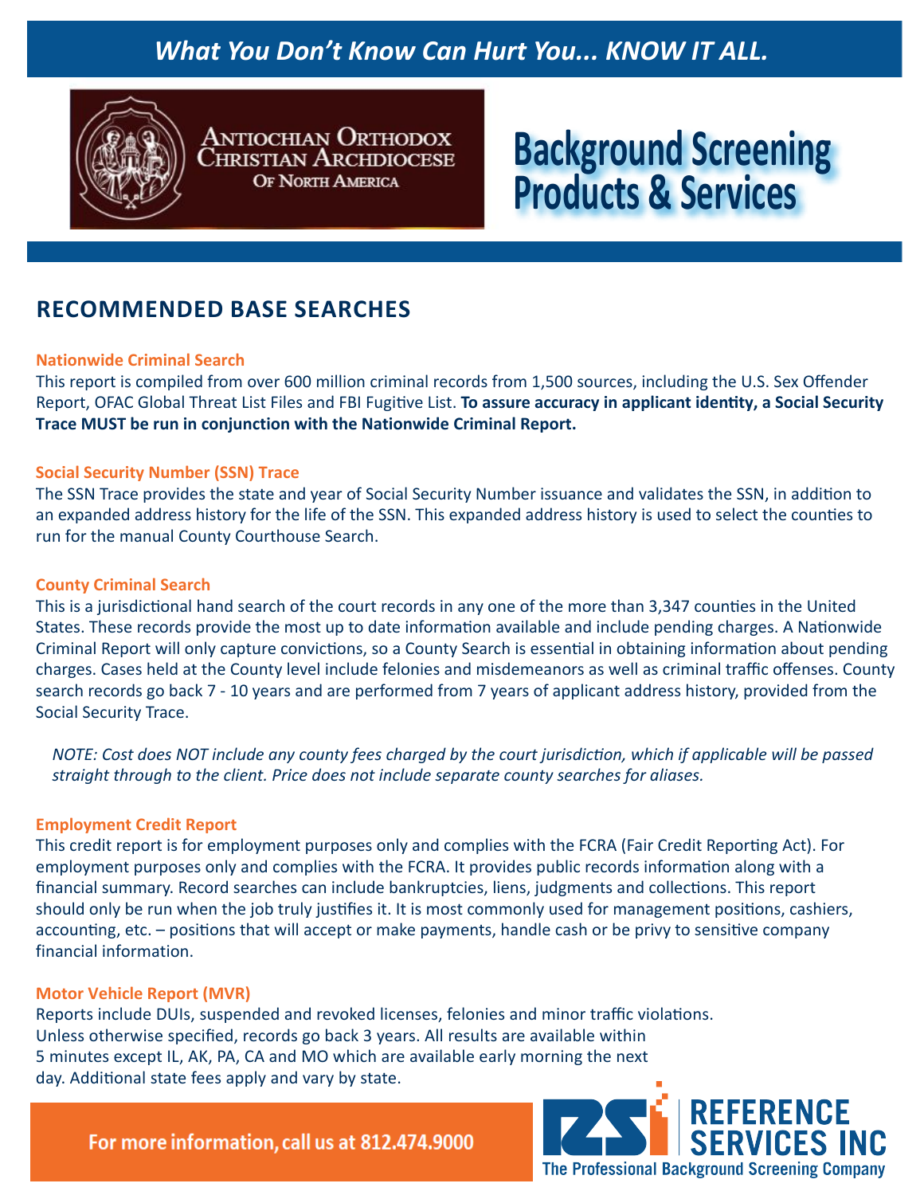*What You Don't Know Can Hurt You... KNOW IT ALL.*

Antiochian Orthodox Christian Archdiocese of North America

# Background Screening Products & Services

## RECOMMENDED BASE SEARCHES

**Nationwide Criminal Search**

This report is compiled from over 600 million criminal records from 1,500 sources, including the U.S. Sex Offender Report, OFAC Global Threat List Files and FBI Fugitive List. **To assure accuracy in applicant identity, a Social Security Trace MUST be run in conjunction with the Nationwide Criminal Report.**

**Social Security Number (SSN) Trace**

The SSN Trace provides the state and year of Social Security Number issuance and validates the SSN, in addition to an expanded address history for the life of the SSN. This expanded address history is used to select the counties to run for the manual County Courthouse Search.

**County Criminal Search**

This is a jurisdictional hand search of the court records in any one of the more than 3,347 counties in the United States. These records provide the most up to date information available and include pending charges. A Nationwide Criminal Report will only capture convictions, so a County Search is essential in obtaining information about pending charges. Cases held at the County level include felonies and misdemeanors as well as criminal traffic offenses. County search records go back 7 - 10 years and are performed from 7 years of applicant address history, provided from the Social Security Trace.

*NOTE: Cost does NOT include any county fees charged by the court jurisdiction, which if applicable will be passed straight through to the client. Price does not include separate county searches for aliases.*

**Employment Credit Report**

This credit report is for employment purposes only and complies with the FCRA (Fair Credit Reporting Act). For employment purposes only and complies with the FCRA. It provides public records information along with a financial summary. Record searches can include bankruptcies, liens, judgments and collections. This report should only be run when the job truly justifies it. It is most commonly used for management positions, cashiers, accounting, etc. – positions that will accept or make payments, handle cash or be privy to sensitive company financial information.

**Motor Vehicle Report (MVR)**

Reports include DUIs, suspended and revoked licenses, felonies and minor traffic violations. Unless otherwise specified, records go back 3 years. All results are available within 5 minutes except IL, AK, PA, CA and MO which are available early morning the next day. Additional state fees apply and vary by state.

**For more information, call us at 812.474.9000**

REFERENCE SERVICES INC
The Professional Background Screening Company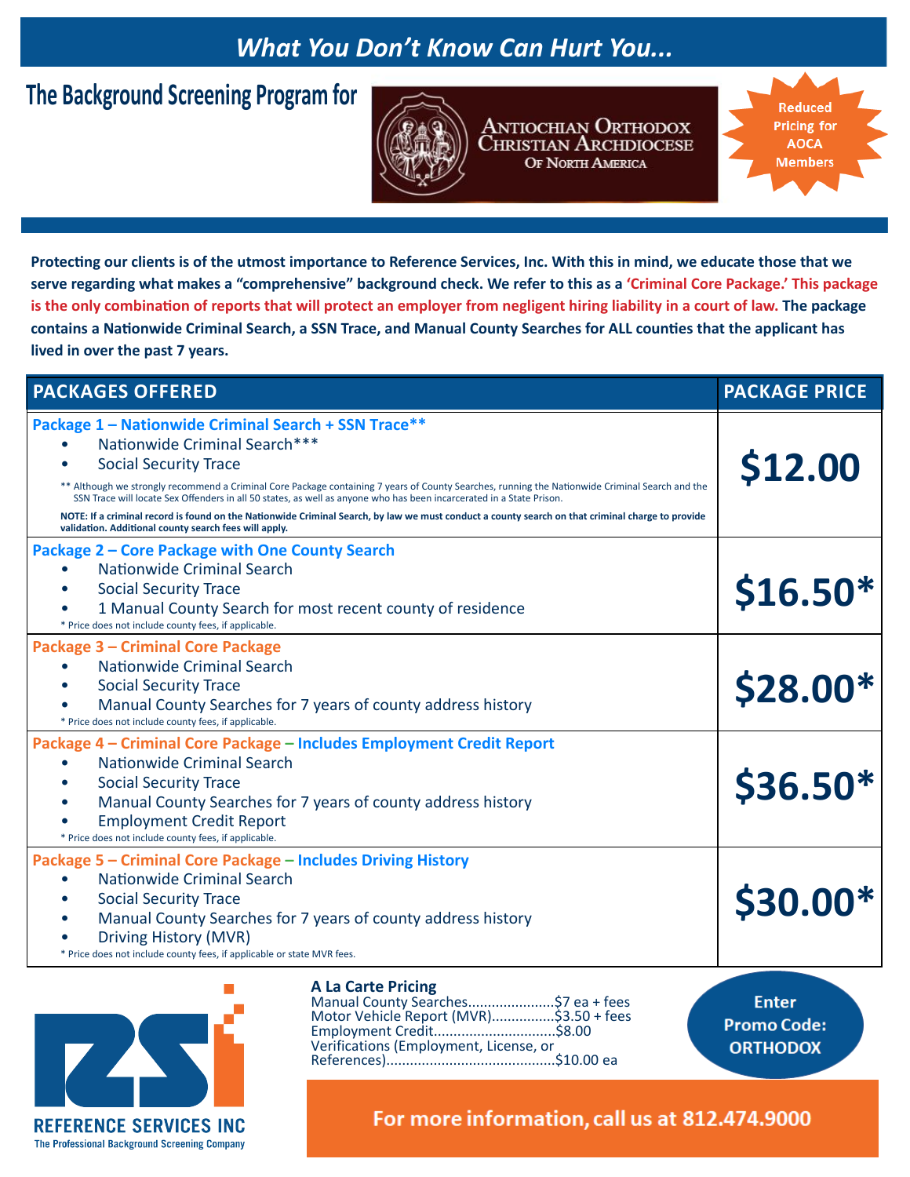# What You Don't Know Can Hurt You...

## The Background Screening Program for

ANTIOCHIAN ORTHODOX CHRISTIAN ARCHDIOCESE OF NORTH AMERICA

Reduced Pricing for AOCA Members

**Protecting our clients is of the utmost importance to Reference Services, Inc. With this in mind, we educate those that we serve regarding what makes a "comprehensive" background check. We refer to this as a 'Criminal Core Package.' This package is the only combination of reports that will protect an employer from negligent hiring liability in a court of law. The package contains a Nationwide Criminal Search, a SSN Trace, and Manual County Searches for ALL counties that the applicant has lived in over the past 7 years.**

| PACKAGES OFFERED | PACKAGE PRICE |
|---|---|
| **Package 1 – Nationwide Criminal Search + SSN Trace\*\***<br>• Nationwide Criminal Search\*\*\*<br>• Social Security Trace<br>\*\* Although we strongly recommend a Criminal Core Package containing 7 years of County Searches, running the Nationwide Criminal Search and the SSN Trace will locate Sex Offenders in all 50 states, as well as anyone who has been incarcerated in a State Prison.<br>**NOTE: If a criminal record is found on the Nationwide Criminal Search, by law we must conduct a county search on that criminal charge to provide validation. Additional county search fees will apply.** | **$12.00** |
| **Package 2 – Core Package with One County Search**<br>• Nationwide Criminal Search<br>• Social Security Trace<br>• 1 Manual County Search for most recent county of residence<br>\* Price does not include county fees, if applicable. | **$16.50\*** |
| **Package 3 – Criminal Core Package**<br>• Nationwide Criminal Search<br>• Social Security Trace<br>• Manual County Searches for 7 years of county address history<br>\* Price does not include county fees, if applicable. | **$28.00\*** |
| **Package 4 – Criminal Core Package – Includes Employment Credit Report**<br>• Nationwide Criminal Search<br>• Social Security Trace<br>• Manual County Searches for 7 years of county address history<br>• Employment Credit Report<br>\* Price does not include county fees, if applicable. | **$36.50\*** |
| **Package 5 – Criminal Core Package – Includes Driving History**<br>• Nationwide Criminal Search<br>• Social Security Trace<br>• Manual County Searches for 7 years of county address history<br>• Driving History (MVR)<br>\* Price does not include county fees, if applicable or state MVR fees. | **$30.00\*** |

**A La Carte Pricing**

Manual County Searches......................$7 ea + fees
Motor Vehicle Report (MVR)................$3.50 + fees
Employment Credit..............................$8.00
Verifications (Employment, License, or References)...........................................$10.00 ea

**Enter Promo Code: ORTHODOX**

REFERENCE SERVICES INC
The Professional Background Screening Company

**For more information, call us at 812.474.9000**